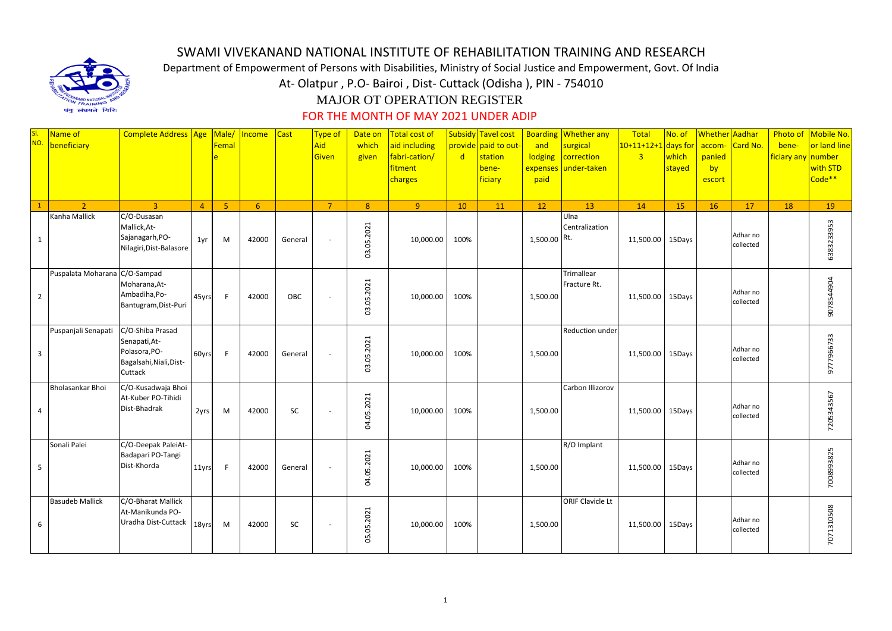# SWAMI VIVEKANAND NATIONAL INSTITUTE OF REHABILITATION TRAINING AND RESEARCH

Department of Empowerment of Persons with Disabilities, Ministry of Social Justice and Empowerment, Govt. Of India

At- Olatpur , P.O- Bairoi , Dist- Cuttack (Odisha ), PIN - 754010

## MAJOR OT OPERATION REGISTER

### FOR THE MONTH OF MAY 2021 UNDER ADIP

| Sl. NO. | Name of beneficiary | Complete Address | Age | Male/ Female | Income | Cast | Type of Aid Given | Date on which given | Total cost of aid including fabri-cation/ fitment charges | Subsidy provided | Tavel cost paid to out-station bene-ficiary | Boarding and lodging expenses paid | Whether any surgical correction under-taken | Total 10+11+12+13 | No. of days for which stayed | Whether accom-panied by escort | Aadhar Card No. | Photo of bene-ficiary any | Mobile No. or land line number with STD Code** |
|---|---|---|---|---|---|---|---|---|---|---|---|---|---|---|---|---|---|---|---|
| 1 | 2 | 3 | 4 | 5 | 6 | | 7 | 8 | 9 | 10 | 11 | 12 | 13 | 14 | 15 | 16 | 17 | 18 | 19 |
| 1 | Kanha Mallick | C/O-Dusasan Mallick,At-Sajanagarh,PO-Nilagiri,Dist-Balasore | 1yr | M | 42000 | General | - | 03.05.2021 | 10,000.00 | 100% | | 1,500.00 | Ulna Centralization Rt. | 11,500.00 | 15Days | | Adhar no collected | | 6383233953 |
| 2 | Puspalata Moharana | C/O-Sampad Moharana,At-Ambadiha,Po-Bantugram,Dist-Puri | 45yrs | F | 42000 | OBC | - | 03.05.2021 | 10,000.00 | 100% | | 1,500.00 | Trimallear Fracture Rt. | 11,500.00 | 15Days | | Adhar no collected | | 9078544904 |
| 3 | Puspanjali Senapati | C/O-Shiba Prasad Senapati,At-Polasora,PO-Bagalsahi,Niali,Dist-Cuttack | 60yrs | F | 42000 | General | - | 03.05.2021 | 10,000.00 | 100% | | 1,500.00 | Reduction under | 11,500.00 | 15Days | | Adhar no collected | | 9777966733 |
| 4 | Bholasankar Bhoi | C/O-Kusadwaja Bhoi At-Kuber PO-Tihidi Dist-Bhadrak | 2yrs | M | 42000 | SC | - | 04.05.2021 | 10,000.00 | 100% | | 1,500.00 | Carbon Illizorov | 11,500.00 | 15Days | | Adhar no collected | | 7205343567 |
| 5 | Sonali Palei | C/O-Deepak PaleiAt-Badapari PO-Tangi Dist-Khorda | 11yrs | F | 42000 | General | - | 04.05.2021 | 10,000.00 | 100% | | 1,500.00 | R/O Implant | 11,500.00 | 15Days | | Adhar no collected | | 7008993825 |
| 6 | Basudeb Mallick | C/O-Bharat Mallick At-Manikunda PO-Uradha Dist-Cuttack | 18yrs | M | 42000 | SC | - | 05.05.2021 | 10,000.00 | 100% | | 1,500.00 | ORIF Clavicle Lt | 11,500.00 | 15Days | | Adhar no collected | | 7071310508 |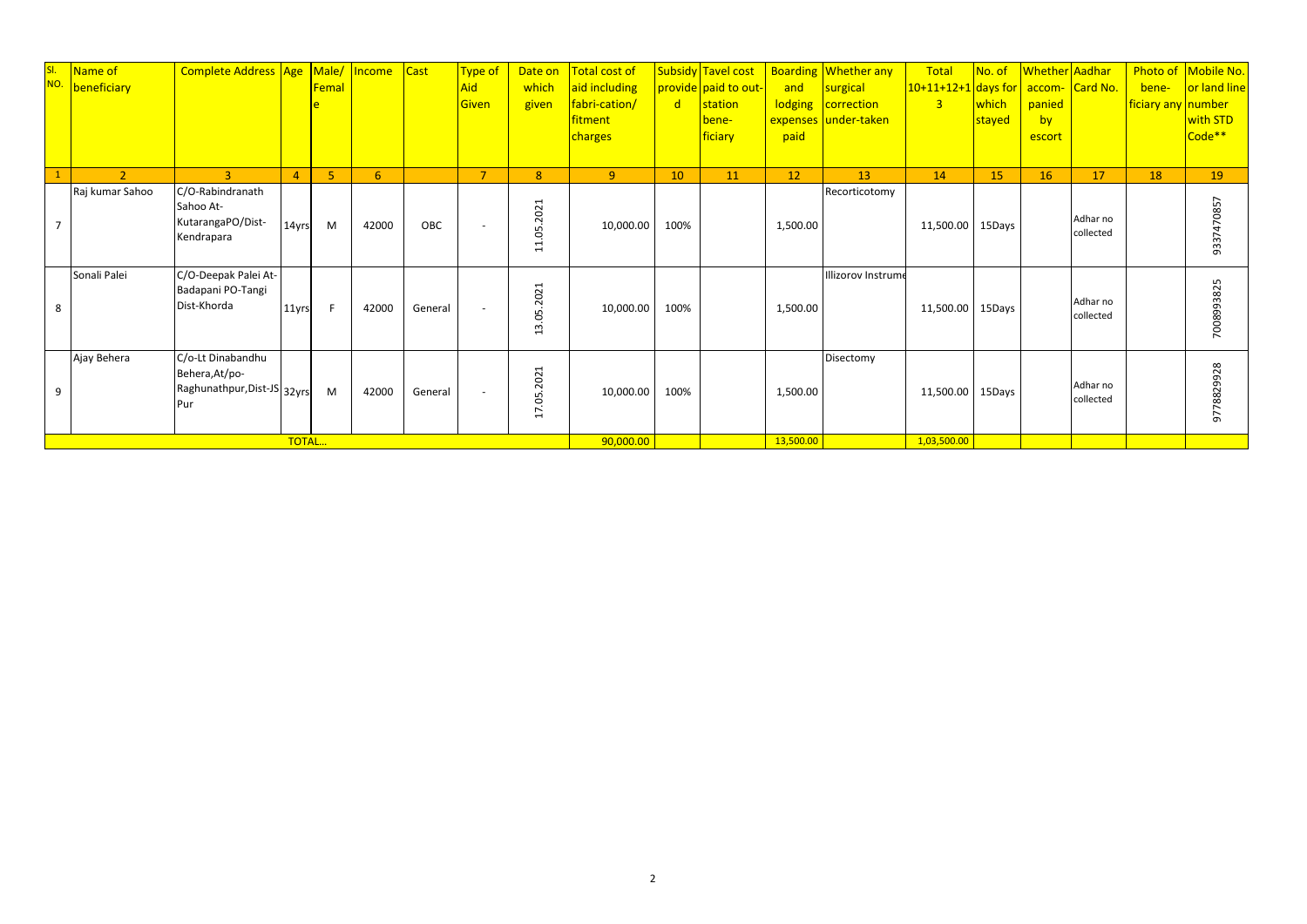| Sl. NO. | Name of beneficiary | Complete Address | Age | Male/ Female | Income | Cast | Type of Aid Given | Date on which given | Total cost of aid including fabri-cation/ fitment charges | Subsidy provided | Tavel cost paid to out-station bene-ficiary | Boarding and lodging expenses paid | Whether any surgical correction under-taken | Total 10+11+12+13 | No. of days for which stayed | Whether accom-panied by escort | Aadhar Card No. | Photo of bene-ficiary any | Mobile No. or land line number with STD Code** |
|---|---|---|---|---|---|---|---|---|---|---|---|---|---|---|---|---|---|---|---|
| 1 | 2 | 3 | 4 | 5 | 6 | | 7 | 8 | 9 | 10 | 11 | 12 | 13 | 14 | 15 | 16 | 17 | 18 | 19 |
| 7 | Raj kumar Sahoo | C/O-Rabindranath Sahoo At-KutarangaPO/Dist-Kendrapara | 14yrs | M | 42000 | OBC | - | 11.05.2021 | 10,000.00 | 100% | | 1,500.00 | Recorticotomy | 11,500.00 | 15Days | | Adhar no collected | | 9337470857 |
| 8 | Sonali Palei | C/O-Deepak Palei At-Badapani PO-Tangi Dist-Khorda | 11yrs | F | 42000 | General | - | 13.05.2021 | 10,000.00 | 100% | | 1,500.00 | Illizorov Instrume | 11,500.00 | 15Days | | Adhar no collected | | 7008993825 |
| 9 | Ajay Behera | C/o-Lt Dinabandhu Behera,At/po-Raghunathpur,Dist-JS Pur | 32yrs | M | 42000 | General | - | 17.05.2021 | 10,000.00 | 100% | | 1,500.00 | Disectomy | 11,500.00 | 15Days | | Adhar no collected | | 9778829928 |
| | | | TOTAL... | | | | | | 90,000.00 | | | 13,500.00 | | 1,03,500.00 | | | | | |